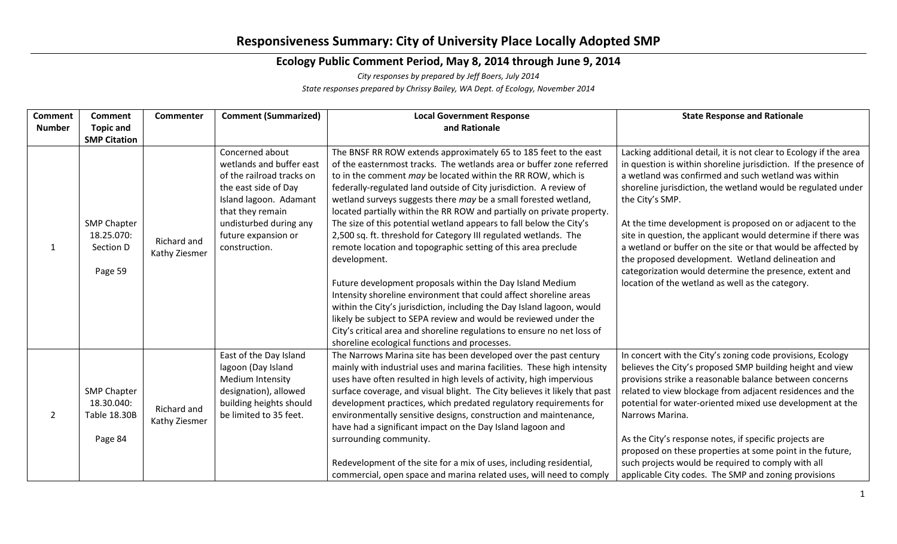# Responsiveness Summary: City of University Place Locally Adopted SMP

## Ecology Public Comment Period, May 8, 2014 through June 9, 2014

*City responses by prepared by Jeff Boers, July 2014*

*State responses prepared by Chrissy Bailey, WA Dept. of Ecology, November 2014*

| Comment Number | Comment Topic and SMP Citation | Commenter | Comment (Summarized) | Local Government Response and Rationale | State Response and Rationale |
|---|---|---|---|---|---|
| 1 | SMP Chapter 18.25.070: Section D<br><br>Page 59 | Richard and Kathy Ziesmer | Concerned about wetlands and buffer east of the railroad tracks on the east side of Day Island lagoon. Adamant that they remain undisturbed during any future expansion or construction. | The BNSF RR ROW extends approximately 65 to 185 feet to the east of the easternmost tracks. The wetlands area or buffer zone referred to in the comment *may* be located within the RR ROW, which is federally-regulated land outside of City jurisdiction. A review of wetland surveys suggests there *may* be a small forested wetland, located partially within the RR ROW and partially on private property. The size of this potential wetland appears to fall below the City's 2,500 sq. ft. threshold for Category III regulated wetlands. The remote location and topographic setting of this area preclude development.<br><br>Future development proposals within the Day Island Medium Intensity shoreline environment that could affect shoreline areas within the City's jurisdiction, including the Day Island lagoon, would likely be subject to SEPA review and would be reviewed under the City's critical area and shoreline regulations to ensure no net loss of shoreline ecological functions and processes. | Lacking additional detail, it is not clear to Ecology if the area in question is within shoreline jurisdiction. If the presence of a wetland was confirmed and such wetland was within shoreline jurisdiction, the wetland would be regulated under the City's SMP.<br><br>At the time development is proposed on or adjacent to the site in question, the applicant would determine if there was a wetland or buffer on the site or that would be affected by the proposed development. Wetland delineation and categorization would determine the presence, extent and location of the wetland as well as the category. |
| 2 | SMP Chapter 18.30.040: Table 18.30B<br><br>Page 84 | Richard and Kathy Ziesmer | East of the Day Island lagoon (Day Island Medium Intensity designation), allowed building heights should be limited to 35 feet. | The Narrows Marina site has been developed over the past century mainly with industrial uses and marina facilities. These high intensity uses have often resulted in high levels of activity, high impervious surface coverage, and visual blight. The City believes it likely that past development practices, which predated regulatory requirements for environmentally sensitive designs, construction and maintenance, have had a significant impact on the Day Island lagoon and surrounding community.<br><br>Redevelopment of the site for a mix of uses, including residential, commercial, open space and marina related uses, will need to comply | In concert with the City's zoning code provisions, Ecology believes the City's proposed SMP building height and view provisions strike a reasonable balance between concerns related to view blockage from adjacent residences and the potential for water-oriented mixed use development at the Narrows Marina.<br><br>As the City's response notes, if specific projects are proposed on these properties at some point in the future, such projects would be required to comply with all applicable City codes. The SMP and zoning provisions |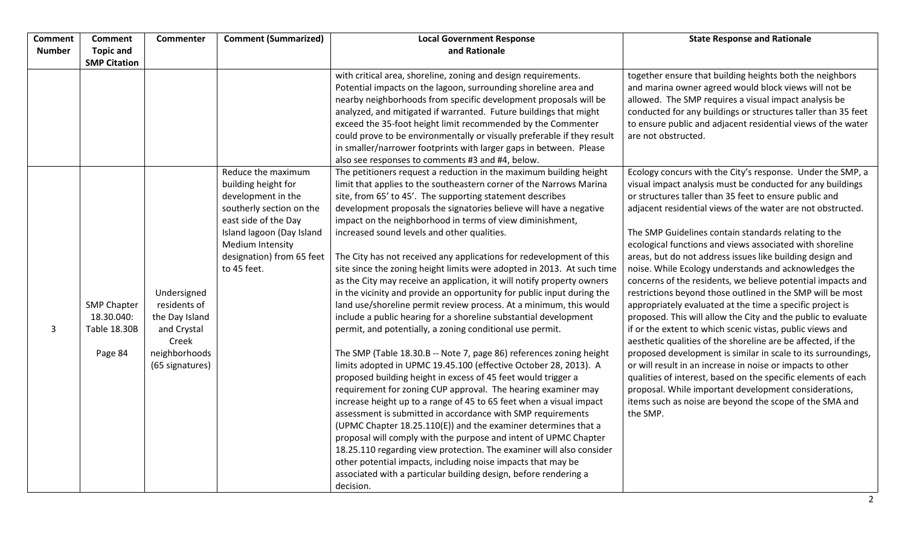| Comment Number | Comment Topic and SMP Citation | Commenter | Comment (Summarized) | Local Government Response and Rationale | State Response and Rationale |
|---|---|---|---|---|---|
| | | | | with critical area, shoreline, zoning and design requirements. Potential impacts on the lagoon, surrounding shoreline area and nearby neighborhoods from specific development proposals will be analyzed, and mitigated if warranted. Future buildings that might exceed the 35-foot height limit recommended by the Commenter could prove to be environmentally or visually preferable if they result in smaller/narrower footprints with larger gaps in between. Please also see responses to comments #3 and #4, below. | together ensure that building heights both the neighbors and marina owner agreed would block views will not be allowed. The SMP requires a visual impact analysis be conducted for any buildings or structures taller than 35 feet to ensure public and adjacent residential views of the water are not obstructed. |
| 3 | SMP Chapter 18.30.040: Table 18.30B<br><br>Page 84 | Undersigned residents of the Day Island and Crystal Creek neighborhoods (65 signatures) | Reduce the maximum building height for development in the southerly section on the east side of the Day Island lagoon (Day Island Medium Intensity designation) from 65 feet to 45 feet. | The petitioners request a reduction in the maximum building height limit that applies to the southeastern corner of the Narrows Marina site, from 65' to 45'. The supporting statement describes development proposals the signatories believe will have a negative impact on the neighborhood in terms of view diminishment, increased sound levels and other qualities.<br><br>The City has not received any applications for redevelopment of this site since the zoning height limits were adopted in 2013. At such time as the City may receive an application, it will notify property owners in the vicinity and provide an opportunity for public input during the land use/shoreline permit review process. At a minimum, this would include a public hearing for a shoreline substantial development permit, and potentially, a zoning conditional use permit.<br><br>The SMP (Table 18.30.B -- Note 7, page 86) references zoning height limits adopted in UPMC 19.45.100 (effective October 28, 2013). A proposed building height in excess of 45 feet would trigger a requirement for zoning CUP approval. The hearing examiner may increase height up to a range of 45 to 65 feet when a visual impact assessment is submitted in accordance with SMP requirements (UPMC Chapter 18.25.110(E)) and the examiner determines that a proposal will comply with the purpose and intent of UPMC Chapter 18.25.110 regarding view protection. The examiner will also consider other potential impacts, including noise impacts that may be associated with a particular building design, before rendering a decision. | Ecology concurs with the City's response. Under the SMP, a visual impact analysis must be conducted for any buildings or structures taller than 35 feet to ensure public and adjacent residential views of the water are not obstructed.<br><br>The SMP Guidelines contain standards relating to the ecological functions and views associated with shoreline areas, but do not address issues like building design and noise. While Ecology understands and acknowledges the concerns of the residents, we believe potential impacts and restrictions beyond those outlined in the SMP will be most appropriately evaluated at the time a specific project is proposed. This will allow the City and the public to evaluate if or the extent to which scenic vistas, public views and aesthetic qualities of the shoreline are be affected, if the proposed development is similar in scale to its surroundings, or will result in an increase in noise or impacts to other qualities of interest, based on the specific elements of each proposal. While important development considerations, items such as noise are beyond the scope of the SMA and the SMP. |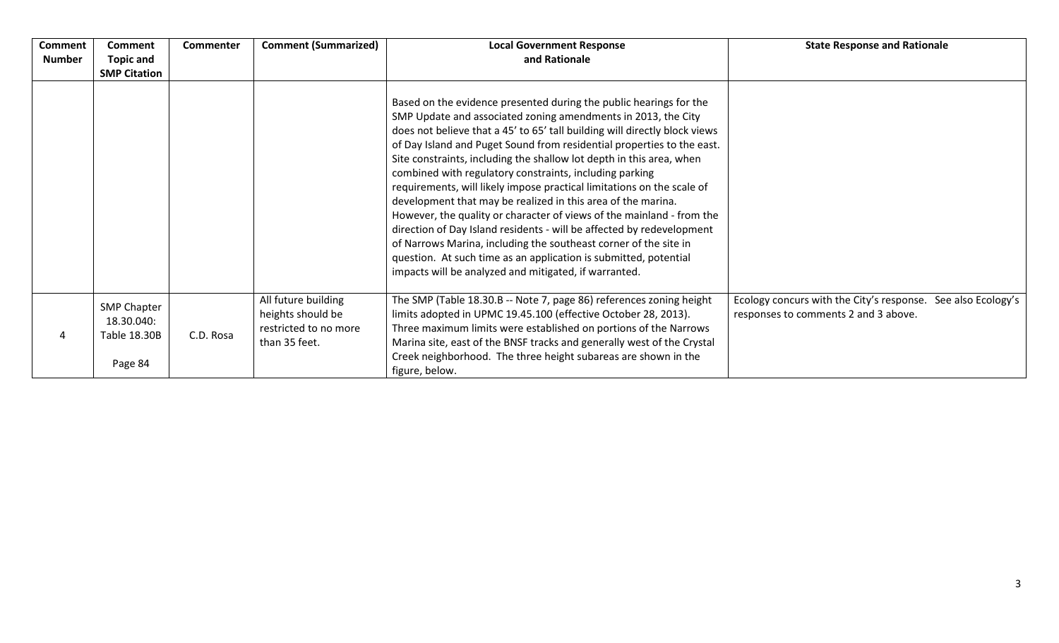| Comment Number | Comment Topic and SMP Citation | Commenter | Comment (Summarized) | Local Government Response and Rationale | State Response and Rationale |
|---|---|---|---|---|---|
| | | | | Based on the evidence presented during the public hearings for the SMP Update and associated zoning amendments in 2013, the City does not believe that a 45' to 65' tall building will directly block views of Day Island and Puget Sound from residential properties to the east. Site constraints, including the shallow lot depth in this area, when combined with regulatory constraints, including parking requirements, will likely impose practical limitations on the scale of development that may be realized in this area of the marina. However, the quality or character of views of the mainland - from the direction of Day Island residents - will be affected by redevelopment of Narrows Marina, including the southeast corner of the site in question. At such time as an application is submitted, potential impacts will be analyzed and mitigated, if warranted. | |
| 4 | SMP Chapter 18.30.040: Table 18.30B Page 84 | C.D. Rosa | All future building heights should be restricted to no more than 35 feet. | The SMP (Table 18.30.B -- Note 7, page 86) references zoning height limits adopted in UPMC 19.45.100 (effective October 28, 2013). Three maximum limits were established on portions of the Narrows Marina site, east of the BNSF tracks and generally west of the Crystal Creek neighborhood. The three height subareas are shown in the figure, below. | Ecology concurs with the City's response. See also Ecology's responses to comments 2 and 3 above. |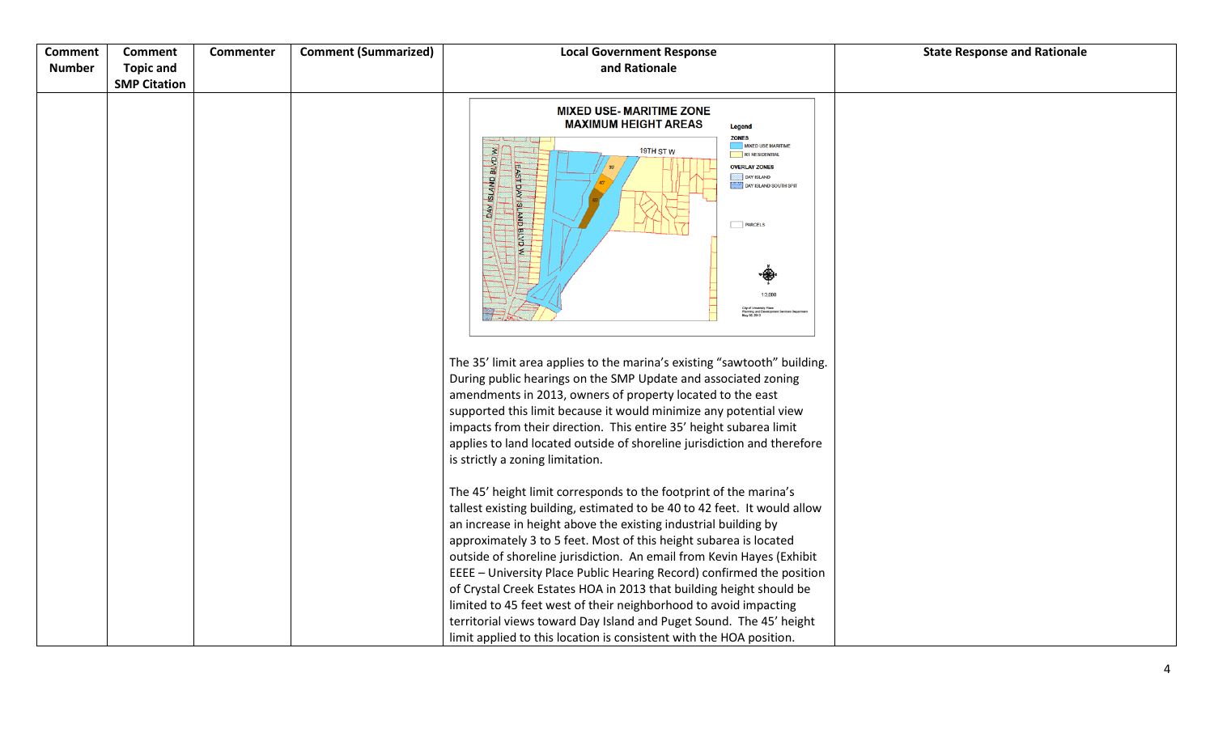| Comment Number | Comment Topic and SMP Citation | Commenter | Comment (Summarized) | Local Government Response and Rationale | State Response and Rationale |
|---|---|---|---|---|---|
| | | | | MIXED USE- MAXIMUM HEIGHT AREAS<br><br>The 35' limit area applies to the marina's existing "sawtooth" building. During public hearings on the SMP Update and associated zoning amendments in 2013, owners of property located to the east supported this limit because it would minimize any potential view impacts from their direction. This entire 35' height subarea limit applies to land located outside of shoreline jurisdiction and therefore is strictly a zoning limitation.<br><br>The 45' height limit corresponds to the footprint of the marina's tallest existing building, estimated to be 40 to 42 feet. It would allow an increase in height above the existing industrial building by approximately 3 to 5 feet. Most of this height subarea is located outside of shoreline jurisdiction. An email from Kevin Hayes (Exhibit EEEE – University Place Public Hearing Record) confirmed the position of Crystal Creek Estates HOA in 2013 that building height should be limited to 45 feet west of their neighborhood to avoid impacting territorial views toward Day Island and Puget Sound. The 45' height limit applied to this location is consistent with the HOA position. | |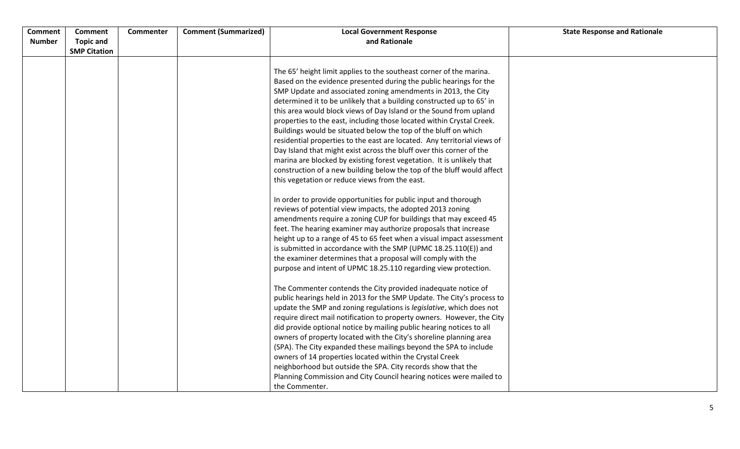| Comment Number | Comment Topic and SMP Citation | Commenter | Comment (Summarized) | Local Government Response and Rationale | State Response and Rationale |
|---|---|---|---|---|---|
| | | | | The 65' height limit applies to the southeast corner of the marina. Based on the evidence presented during the public hearings for the SMP Update and associated zoning amendments in 2013, the City determined it to be unlikely that a building constructed up to 65' in this area would block views of Day Island or the Sound from upland properties to the east, including those located within Crystal Creek. Buildings would be situated below the top of the bluff on which residential properties to the east are located. Any territorial views of Day Island that might exist across the bluff over this corner of the marina are blocked by existing forest vegetation. It is unlikely that construction of a new building below the top of the bluff would affect this vegetation or reduce views from the east.<br><br>In order to provide opportunities for public input and thorough reviews of potential view impacts, the adopted 2013 zoning amendments require a zoning CUP for buildings that may exceed 45 feet. The hearing examiner may authorize proposals that increase height up to a range of 45 to 65 feet when a visual impact assessment is submitted in accordance with the SMP (UPMC 18.25.110(E)) and the examiner determines that a proposal will comply with the purpose and intent of UPMC 18.25.110 regarding view protection.<br><br>The Commenter contends the City provided inadequate notice of public hearings held in 2013 for the SMP Update. The City's process to update the SMP and zoning regulations is *legislative*, which does not require direct mail notification to property owners. However, the City did provide optional notice by mailing public hearing notices to all owners of property located with the City's shoreline planning area (SPA). The City expanded these mailings beyond the SPA to include owners of 14 properties located within the Crystal Creek neighborhood but outside the SPA. City records show that the Planning Commission and City Council hearing notices were mailed to the Commenter. | |